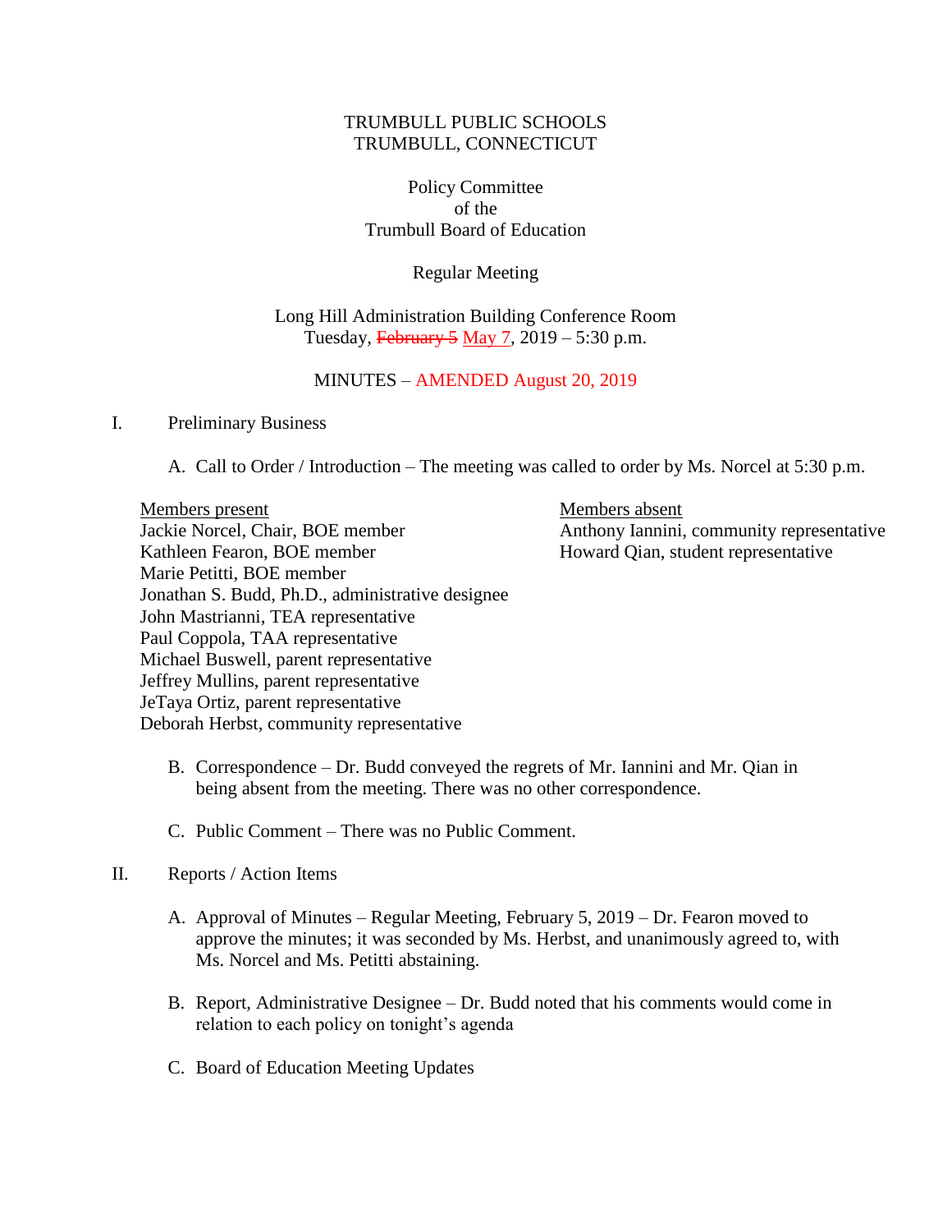TRUMBULL PUBLIC SCHOOLS
TRUMBULL, CONNECTICUT

Policy Committee
of the
Trumbull Board of Education

Regular Meeting

Long Hill Administration Building Conference Room
Tuesday, ~~February 5~~ May 7, 2019 – 5:30 p.m.

MINUTES – AMENDED August 20, 2019

I. Preliminary Business

A. Call to Order / Introduction – The meeting was called to order by Ms. Norcel at 5:30 p.m.

Members present
Jackie Norcel, Chair, BOE member
Kathleen Fearon, BOE member
Marie Petitti, BOE member
Jonathan S. Budd, Ph.D., administrative designee
John Mastrianni, TEA representative
Paul Coppola, TAA representative
Michael Buswell, parent representative
Jeffrey Mullins, parent representative
JeTaya Ortiz, parent representative
Deborah Herbst, community representative

Members absent
Anthony Iannini, community representative
Howard Qian, student representative

B. Correspondence – Dr. Budd conveyed the regrets of Mr. Iannini and Mr. Qian in being absent from the meeting. There was no other correspondence.

C. Public Comment – There was no Public Comment.

II. Reports / Action Items

A. Approval of Minutes – Regular Meeting, February 5, 2019 – Dr. Fearon moved to approve the minutes; it was seconded by Ms. Herbst, and unanimously agreed to, with Ms. Norcel and Ms. Petitti abstaining.

B. Report, Administrative Designee – Dr. Budd noted that his comments would come in relation to each policy on tonight's agenda

C. Board of Education Meeting Updates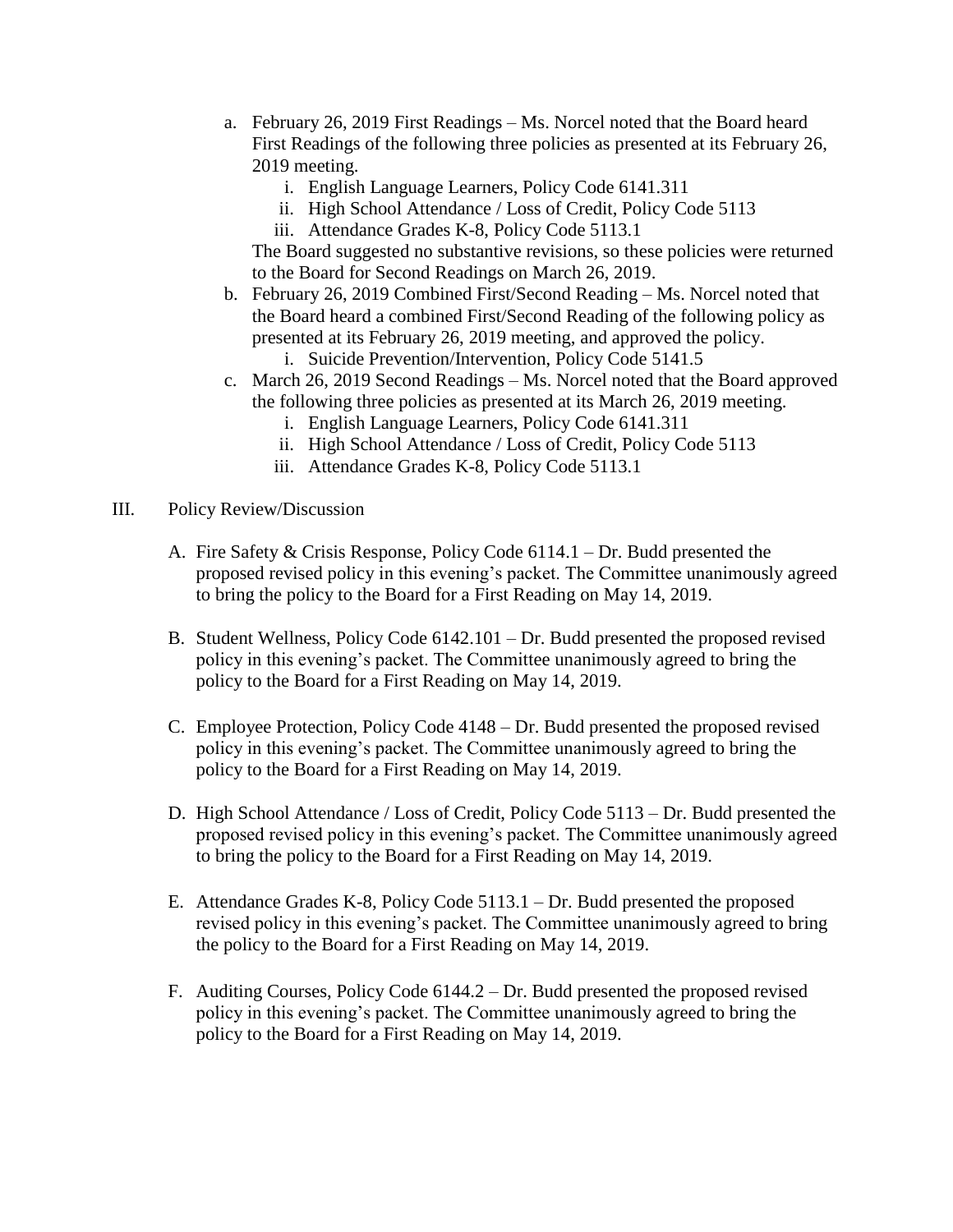a. February 26, 2019 First Readings – Ms. Norcel noted that the Board heard First Readings of the following three policies as presented at its February 26, 2019 meeting.
   i. English Language Learners, Policy Code 6141.311
   ii. High School Attendance / Loss of Credit, Policy Code 5113
   iii. Attendance Grades K-8, Policy Code 5113.1

   The Board suggested no substantive revisions, so these policies were returned to the Board for Second Readings on March 26, 2019.

b. February 26, 2019 Combined First/Second Reading – Ms. Norcel noted that the Board heard a combined First/Second Reading of the following policy as presented at its February 26, 2019 meeting, and approved the policy.
   i. Suicide Prevention/Intervention, Policy Code 5141.5

c. March 26, 2019 Second Readings – Ms. Norcel noted that the Board approved the following three policies as presented at its March 26, 2019 meeting.
   i. English Language Learners, Policy Code 6141.311
   ii. High School Attendance / Loss of Credit, Policy Code 5113
   iii. Attendance Grades K-8, Policy Code 5113.1

III. Policy Review/Discussion

A. Fire Safety & Crisis Response, Policy Code 6114.1 – Dr. Budd presented the proposed revised policy in this evening's packet. The Committee unanimously agreed to bring the policy to the Board for a First Reading on May 14, 2019.

B. Student Wellness, Policy Code 6142.101 – Dr. Budd presented the proposed revised policy in this evening's packet. The Committee unanimously agreed to bring the policy to the Board for a First Reading on May 14, 2019.

C. Employee Protection, Policy Code 4148 – Dr. Budd presented the proposed revised policy in this evening's packet. The Committee unanimously agreed to bring the policy to the Board for a First Reading on May 14, 2019.

D. High School Attendance / Loss of Credit, Policy Code 5113 – Dr. Budd presented the proposed revised policy in this evening's packet. The Committee unanimously agreed to bring the policy to the Board for a First Reading on May 14, 2019.

E. Attendance Grades K-8, Policy Code 5113.1 – Dr. Budd presented the proposed revised policy in this evening's packet. The Committee unanimously agreed to bring the policy to the Board for a First Reading on May 14, 2019.

F. Auditing Courses, Policy Code 6144.2 – Dr. Budd presented the proposed revised policy in this evening's packet. The Committee unanimously agreed to bring the policy to the Board for a First Reading on May 14, 2019.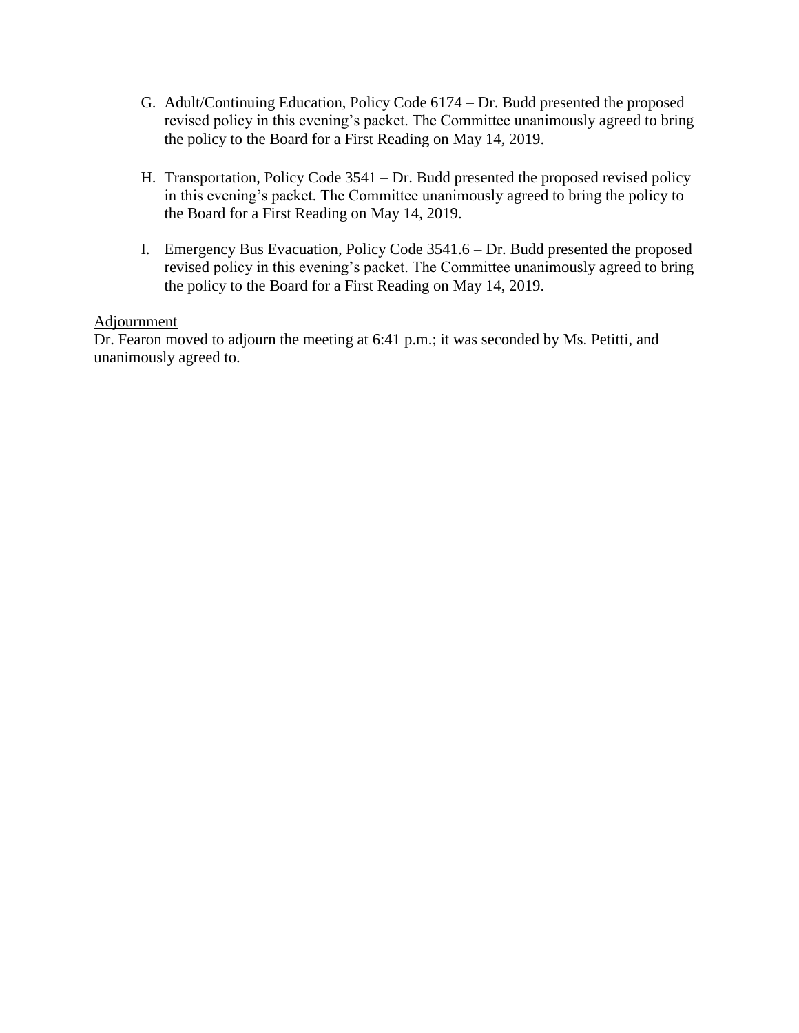G. Adult/Continuing Education, Policy Code 6174 – Dr. Budd presented the proposed revised policy in this evening's packet. The Committee unanimously agreed to bring the policy to the Board for a First Reading on May 14, 2019.

H. Transportation, Policy Code 3541 – Dr. Budd presented the proposed revised policy in this evening's packet. The Committee unanimously agreed to bring the policy to the Board for a First Reading on May 14, 2019.

I. Emergency Bus Evacuation, Policy Code 3541.6 – Dr. Budd presented the proposed revised policy in this evening's packet. The Committee unanimously agreed to bring the policy to the Board for a First Reading on May 14, 2019.

<u>Adjournment</u>
Dr. Fearon moved to adjourn the meeting at 6:41 p.m.; it was seconded by Ms. Petitti, and unanimously agreed to.